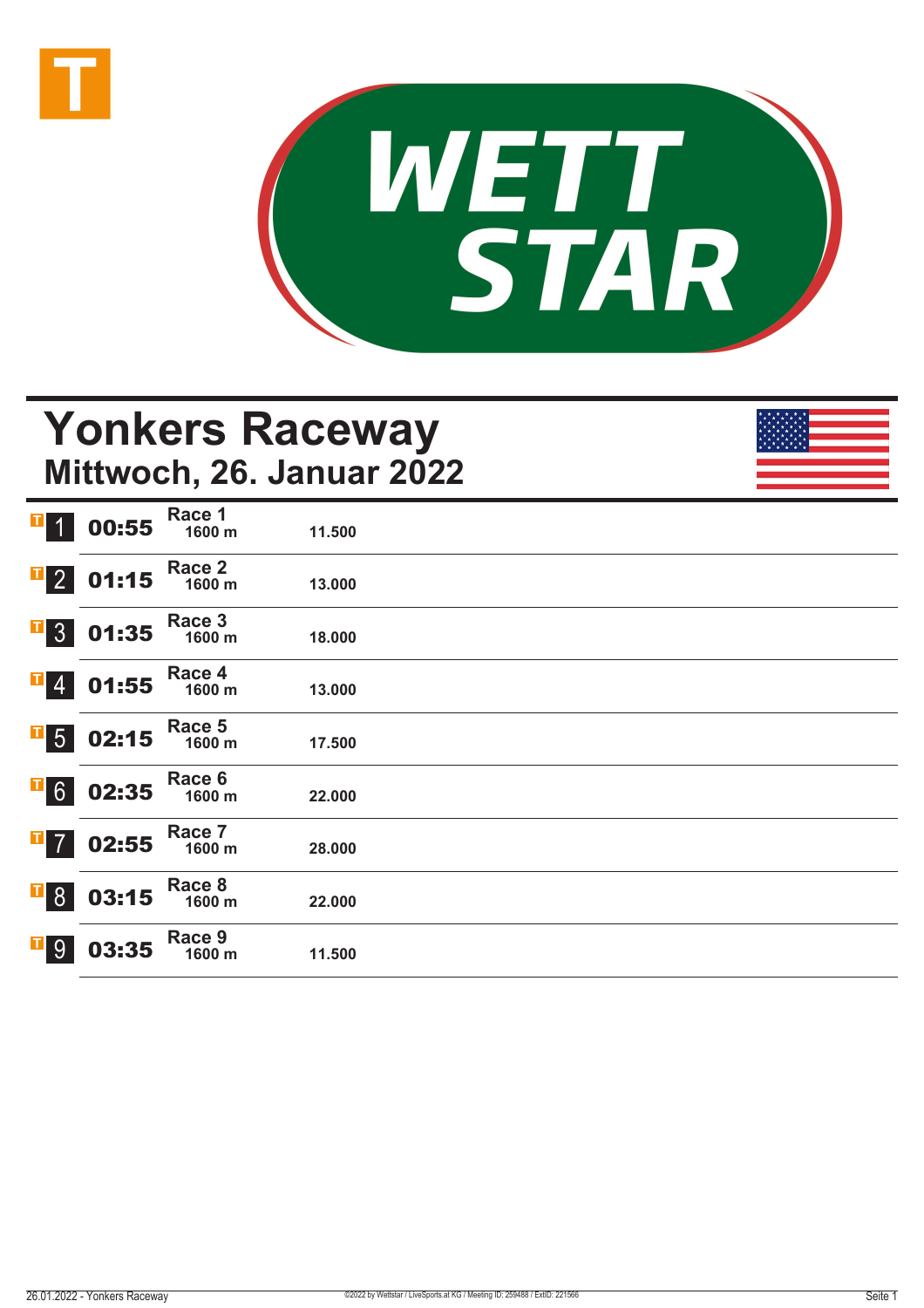# Yonkers Raceway

## Mittwoch, 26. Januar 2022

| Nr. | Zeit | Rennen | Distanz | Preisgeld |
|---|---|---|---|---|
| 1 | 00:55 | Race 1 | 1600 m | 11.500 |
| 2 | 01:15 | Race 2 | 1600 m | 13.000 |
| 3 | 01:35 | Race 3 | 1600 m | 18.000 |
| 4 | 01:55 | Race 4 | 1600 m | 13.000 |
| 5 | 02:15 | Race 5 | 1600 m | 17.500 |
| 6 | 02:35 | Race 6 | 1600 m | 22.000 |
| 7 | 02:55 | Race 7 | 1600 m | 28.000 |
| 8 | 03:15 | Race 8 | 1600 m | 22.000 |
| 9 | 03:35 | Race 9 | 1600 m | 11.500 |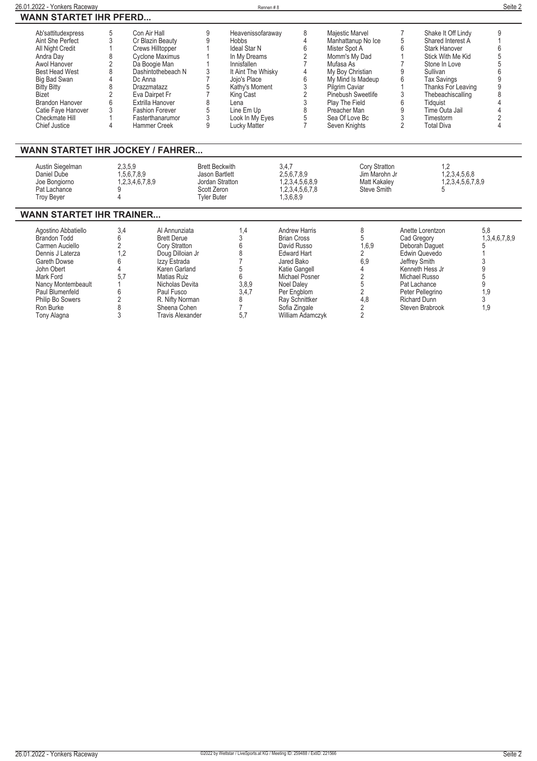## WANN STARTET IHR PFERD...

| Pferd | Rennen | Pferd | Rennen | Pferd | Rennen | Pferd | Rennen | Pferd | Rennen |
|---|---|---|---|---|---|---|---|---|---|
| Ab'sattitudexpress | 5 | Con Air Hall | 9 | Heavenissofaraway | 8 | Majestic Marvel | 7 | Shake It Off Lindy | 9 |
| Aint She Perfect | 3 | Cr Blazin Beauty | 9 | Hobbs | 4 | Manhattanup No Ice | 5 | Shared Interest A | 1 |
| All Night Credit | 1 | Crews Hilltopper | 1 | Ideal Star N | 6 | Mister Spot A | 6 | Stark Hanover | 6 |
| Andra Day | 8 | Cyclone Maximus | 1 | In My Dreams | 2 | Momm's My Dad | 1 | Stick With Me Kid | 5 |
| Awol Hanover | 2 | Da Boogie Man | 1 | Innisfallen | 7 | Mufasa As | 7 | Stone In Love | 5 |
| Best Head West | 8 | Dashintothebeach N | 3 | It Aint The Whisky | 4 | My Boy Christian | 9 | Sullivan | 6 |
| Big Bad Swan | 4 | Dc Anna | 7 | Jojo's Place | 6 | My Mind Is Madeup | 6 | Tax Savings | 9 |
| Bitty Bitty | 8 | Drazzmatazz | 5 | Kathy's Moment | 3 | Pilgrim Caviar | 1 | Thanks For Leaving | 9 |
| Bizet | 2 | Eva Dairpet Fr | 7 | King Cast | 2 | Pinebush Sweetlife | 3 | Thebeachiscalling | 8 |
| Brandon Hanover | 6 | Extrilla Hanover | 8 | Lena | 3 | Play The Field | 6 | Tidquist | 4 |
| Catie Faye Hanover | 3 | Fashion Forever | 5 | Line Em Up | 8 | Preacher Man | 9 | Time Outa Jail | 4 |
| Checkmate Hill | 1 | Fasterthanarumor | 3 | Look In My Eyes | 5 | Sea Of Love Bc | 3 | Timestorm | 2 |
| Chief Justice | 4 | Hammer Creek | 9 | Lucky Matter | 7 | Seven Knights | 2 | Total Diva | 4 |

## WANN STARTET IHR JOCKEY / FAHRER...

| Jockey / Fahrer | Rennen | Jockey / Fahrer | Rennen | Jockey / Fahrer | Rennen |
|---|---|---|---|---|---|
| Austin Siegelman | 2,3,5,9 | Brett Beckwith | 3,4,7 | Cory Stratton | 1,2 |
| Daniel Dube | 1,5,6,7,8,9 | Jason Bartlett | 2,5,6,7,8,9 | Jim Marohn Jr | 1,2,3,4,5,6,8 |
| Joe Bongiorno | 1,2,3,4,6,7,8,9 | Jordan Stratton | 1,2,3,4,5,6,8,9 | Matt Kakaley | 1,2,3,4,5,6,7,8,9 |
| Pat Lachance | 9 | Scott Zeron | 1,2,3,4,5,6,7,8 | Steve Smith | 5 |
| Troy Beyer | 4 | Tyler Buter | 1,3,6,8,9 | | |

## WANN STARTET IHR TRAINER...

| Trainer | Rennen | Trainer | Rennen | Trainer | Rennen | Trainer | Rennen |
|---|---|---|---|---|---|---|---|
| Agostino Abbatiello | 3,4 | Al Annunziata | 1,4 | Andrew Harris | 8 | Anette Lorentzon | 5,8 |
| Brandon Todd | 6 | Brett Derue | 3 | Brian Cross | 5 | Cad Gregory | 1,3,4,6,7,8,9 |
| Carmen Auciello | 2 | Cory Stratton | 6 | David Russo | 1,6,9 | Deborah Daguet | 5 |
| Dennis J Laterza | 1,2 | Doug Dilloian Jr | 8 | Edward Hart | 2 | Edwin Quevedo | 1 |
| Gareth Dowse | 6 | Izzy Estrada | 7 | Jared Bako | 6,9 | Jeffrey Smith | 3 |
| John Obert | 4 | Karen Garland | 5 | Katie Gangell | 4 | Kenneth Hess Jr | 9 |
| Mark Ford | 5,7 | Matias Ruiz | 6 | Michael Posner | 2 | Michael Russo | 5 |
| Nancy Montembeault | 1 | Nicholas Devita | 3,8,9 | Noel Daley | 5 | Pat Lachance | 9 |
| Paul Blumenfeld | 6 | Paul Fusco | 3,4,7 | Per Engblom | 2 | Peter Pellegrino | 1,9 |
| Philip Bo Sowers | 2 | R. Nifty Norman | 8 | Ray Schnittker | 4,8 | Richard Dunn | 3 |
| Ron Burke | 8 | Sheena Cohen | 7 | Sofia Zingale | 2 | Steven Brabrook | 1,9 |
| Tony Alagna | 3 | Travis Alexander | 5,7 | William Adamczyk | 2 | | |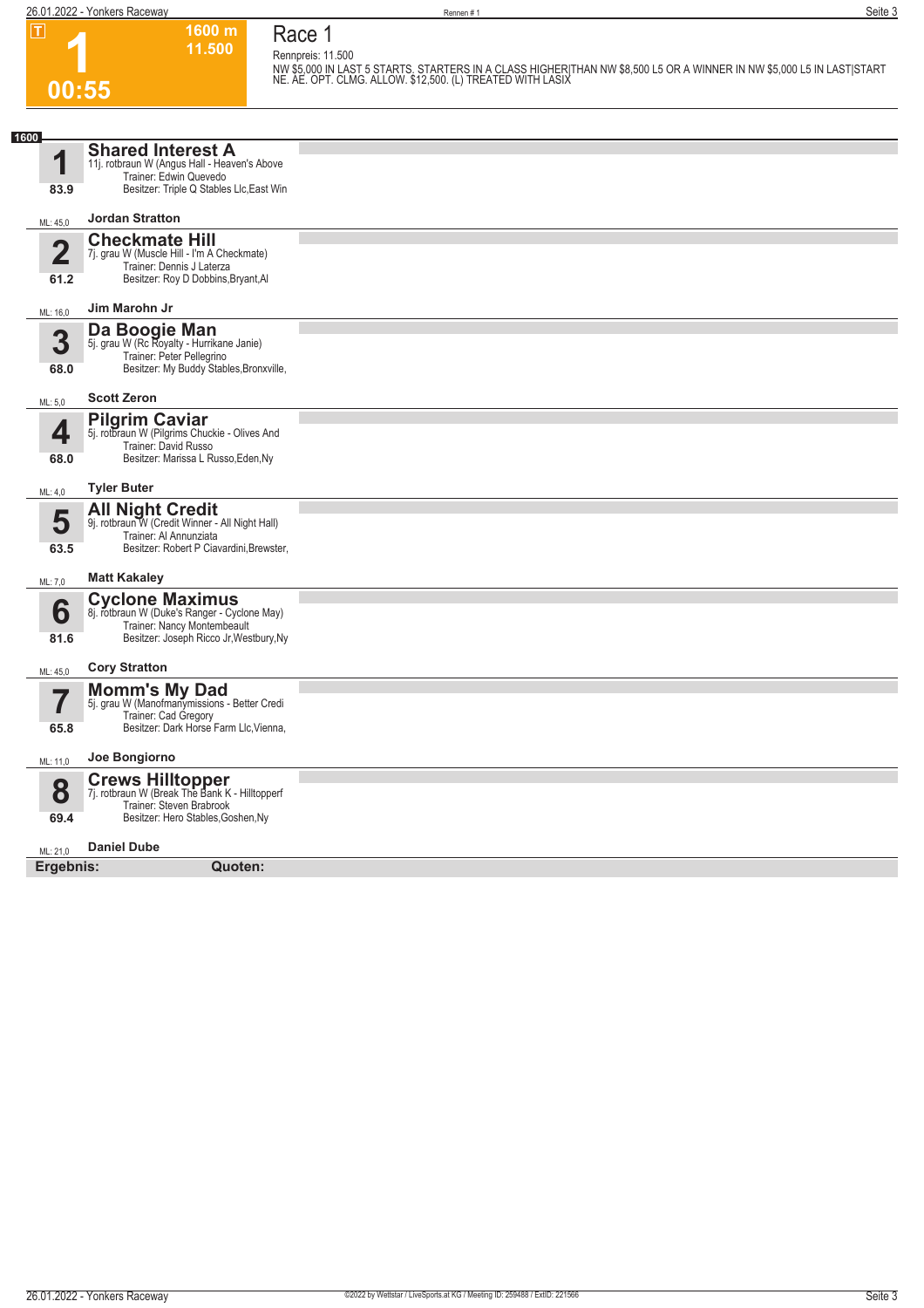# Race 1

**1** — 00:55 — 1600 m — 11.500

Rennpreis: 11.500

NW $5,000 IN LAST 5 STARTS. STARTERS IN A CLASS HIGHER|THAN NW $8,500 L5 OR A WINNER IN NW $5,000 L5 IN LAST|START NE. AE. OPT. CLMG. ALLOW. $12,500. (L) TREATED WITH LASIX

**1600**

| Nr. | Pferd | Details | Fahrer | ML |
|---|---|---|---|---|
| 1 (83.9) | **Shared Interest A** | 11j. rotbraun W (Angus Hall - Heaven's Above<br>Trainer: Edwin Quevedo<br>Besitzer: Triple Q Stables Llc,East Win | Jordan Stratton | 45,0 |
| 2 (61.2) | **Checkmate Hill** | 7j. grau W (Muscle Hill - I'm A Checkmate)<br>Trainer: Dennis J Laterza<br>Besitzer: Roy D Dobbins,Bryant,Al | Jim Marohn Jr | 16,0 |
| 3 (68.0) | **Da Boogie Man** | 5j. grau W (Rc Royalty - Hurrikane Janie)<br>Trainer: Peter Pellegrino<br>Besitzer: My Buddy Stables,Bronxville, | Scott Zeron | 5,0 |
| 4 (68.0) | **Pilgrim Caviar** | 5j. rotbraun W (Pilgrims Chuckie - Olives And<br>Trainer: David Russo<br>Besitzer: Marissa L Russo,Eden,Ny | Tyler Buter | 4,0 |
| 5 (63.5) | **All Night Credit** | 9j. rotbraun W (Credit Winner - All Night Hall)<br>Trainer: Al Annunziata<br>Besitzer: Robert P Ciavardini,Brewster, | Matt Kakaley | 7,0 |
| 6 (81.6) | **Cyclone Maximus** | 8j. rotbraun W (Duke's Ranger - Cyclone May)<br>Trainer: Nancy Montembeault<br>Besitzer: Joseph Ricco Jr,Westbury,Ny | Cory Stratton | 45,0 |
| 7 (65.8) | **Momm's My Dad** | 5j. grau W (Manofmanymissions - Better Credi<br>Trainer: Cad Gregory<br>Besitzer: Dark Horse Farm Llc,Vienna, | Joe Bongiorno | 11,0 |
| 8 (69.4) | **Crews Hilltopper** | 7j. rotbraun W (Break The Bank K - Hilltopperf<br>Trainer: Steven Brabrook<br>Besitzer: Hero Stables,Goshen,Ny | Daniel Dube | 21,0 |

**Ergebnis:** **Quoten:**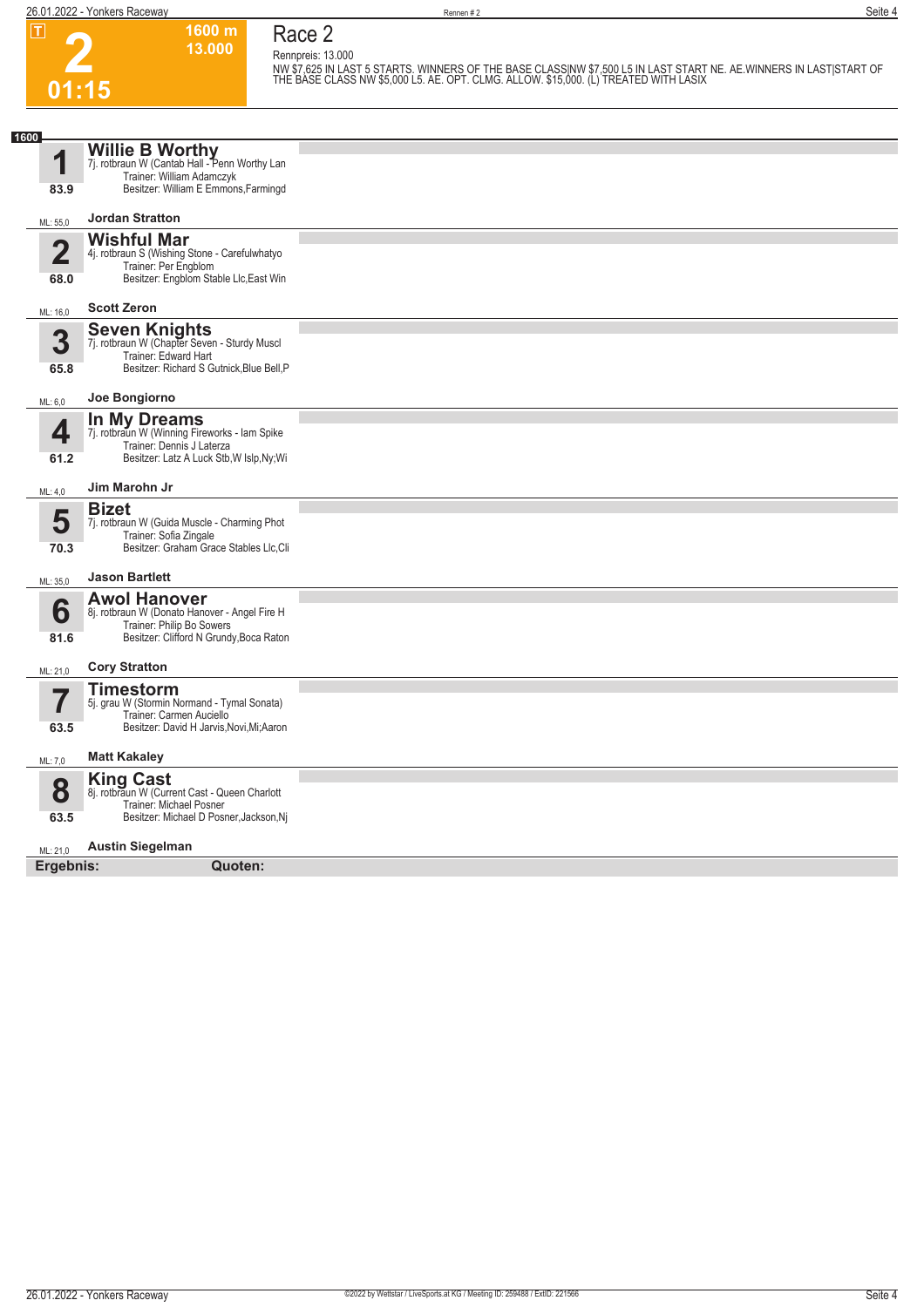T

**2**

**01:15**

**1600 m**
**13.000**

# Race 2

Rennpreis: 13.000

NW $7,625 IN LAST 5 STARTS. WINNERS OF THE BASE CLASS|NW $7,500 L5 IN LAST START NE. AE.WINNERS IN LAST|START OF THE BASE CLASS NW $5,000 L5. AE. OPT. CLMG. ALLOW. $15,000. (L) TREATED WITH LASIX

**1600**

**1** **Willie B Worthy**
7j. rotbraun W (Cantab Hall - Penn Worthy Lan
Trainer: William Adamczyk
Besitzer: William E Emmons,Farmingd
83.9
ML: 55,0 **Jordan Stratton**

**2** **Wishful Mar**
4j. rotbraun S (Wishing Stone - Carefulwhatyo
Trainer: Per Engblom
Besitzer: Engblom Stable Llc,East Win
68.0
ML: 16,0 **Scott Zeron**

**3** **Seven Knights**
7j. rotbraun W (Chapter Seven - Sturdy Muscl
Trainer: Edward Hart
Besitzer: Richard S Gutnick,Blue Bell,P
65.8
ML: 6,0 **Joe Bongiorno**

**4** **In My Dreams**
7j. rotbraun W (Winning Fireworks - Iam Spike
Trainer: Dennis J Laterza
Besitzer: Latz A Luck Stb,W Islp,Ny;Wi
61.2
ML: 4,0 **Jim Marohn Jr**

**5** **Bizet**
7j. rotbraun W (Guida Muscle - Charming Phot
Trainer: Sofia Zingale
Besitzer: Graham Grace Stables Llc,Cli
70.3
ML: 35,0 **Jason Bartlett**

**6** **Awol Hanover**
8j. rotbraun W (Donato Hanover - Angel Fire H
Trainer: Philip Bo Sowers
Besitzer: Clifford N Grundy,Boca Raton
81.6
ML: 21,0 **Cory Stratton**

**7** **Timestorm**
5j. grau W (Stormin Normand - Tymal Sonata)
Trainer: Carmen Auciello
Besitzer: David H Jarvis,Novi,Mi;Aaron
63.5
ML: 7,0 **Matt Kakaley**

**8** **King Cast**
8j. rotbraun W (Current Cast - Queen Charlott
Trainer: Michael Posner
Besitzer: Michael D Posner,Jackson,Nj
63.5
ML: 21,0 **Austin Siegelman**

**Ergebnis:** **Quoten:**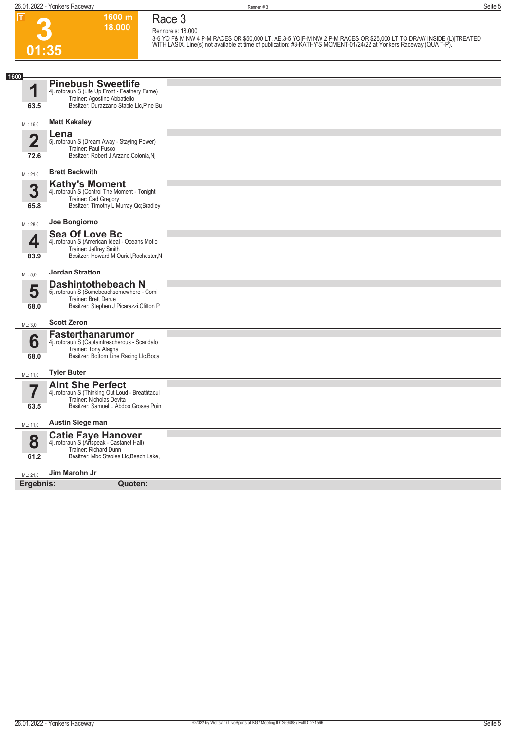**T**

# 3

**01:35**

**1600 m**
**18.000**

## Race 3

Rennpreis: 18.000

3-6 YO F& M NW 4 P-M RACES OR $50,000 LT. AE.3-5 YO|F-M NW 2 P-M RACES OR $25,000 LT TO DRAW INSIDE (L)|TREATED WITH LASIX. Line(s) not available at time of publication: #3-KATHY'S MOMENT-01/24/22 at Yonkers Raceway|(QUA T-P).

**1600**

### 1 Pinebush Sweetlife
4j. rotbraun S (Life Up Front - Feathery Fame)
Trainer: Agostino Abbatiello
Besitzer: Durazzano Stable Llc,Pine Bu
63.5
ML: 16,0 — **Matt Kakaley**

### 2 Lena
5j. rotbraun S (Dream Away - Staying Power)
Trainer: Paul Fusco
Besitzer: Robert J Arzano,Colonia,Nj
72.6
ML: 21,0 — **Brett Beckwith**

### 3 Kathy's Moment
4j. rotbraun S (Control The Moment - Tonighti
Trainer: Cad Gregory
Besitzer: Timothy L Murray,Qc;Bradley
65.8
ML: 28,0 — **Joe Bongiorno**

### 4 Sea Of Love Bc
4j. rotbraun S (American Ideal - Oceans Motio
Trainer: Jeffrey Smith
Besitzer: Howard M Ouriel,Rochester,N
83.9
ML: 5,0 — **Jordan Stratton**

### 5 Dashintothebeach N
5j. rotbraun S (Somebeachsomewhere - Comi
Trainer: Brett Derue
Besitzer: Stephen J Picarazzi,Clifton P
68.0
ML: 3,0 — **Scott Zeron**

### 6 Fasterthanarumor
4j. rotbraun S (Captaintreacherous - Scandalo
Trainer: Tony Alagna
Besitzer: Bottom Line Racing Llc,Boca
68.0
ML: 11,0 — **Tyler Buter**

### 7 Aint She Perfect
4j. rotbraun S (Thinking Out Loud - Breathtacul
Trainer: Nicholas Devita
Besitzer: Samuel L Abdoo,Grosse Poin
63.5
ML: 11,0 — **Austin Siegelman**

### 8 Catie Faye Hanover
4j. rotbraun S (Artspeak - Castanet Hall)
Trainer: Richard Dunn
Besitzer: Mbc Stables Llc,Beach Lake,
61.2
ML: 21,0 — **Jim Marohn Jr**

**Ergebnis:** **Quoten:**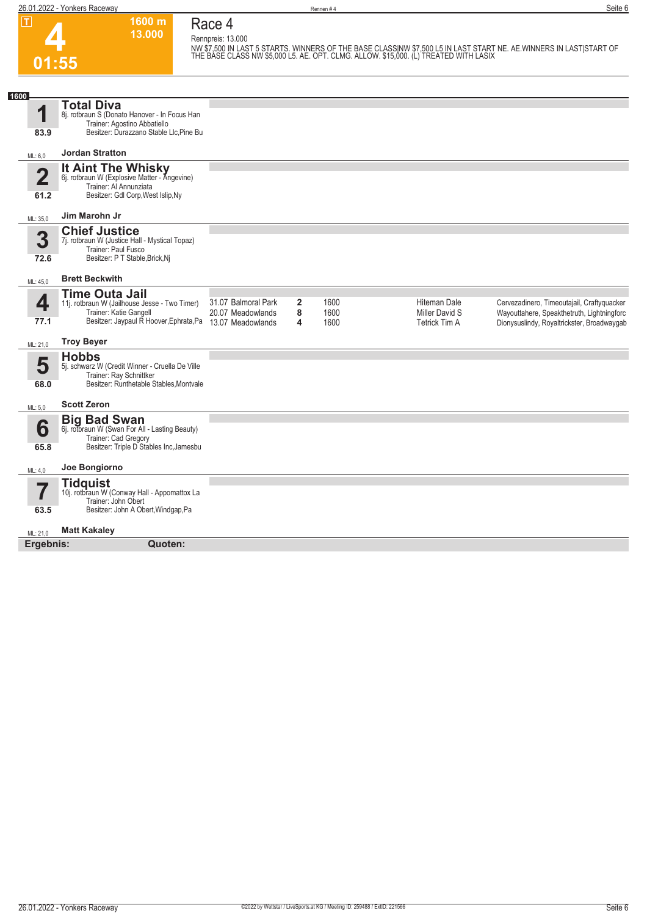# 4

T

01:55

1600 m
13.000

## Race 4

Rennpreis: 13.000

NW $7,500 IN LAST 5 STARTS. WINNERS OF THE BASE CLASS|NW $7,500 L5 IN LAST START NE. AE.WINNERS IN LAST|START OF THE BASE CLASS NW $5,000 L5. AE. OPT. CLMG. ALLOW. $15,000. (L) TREATED WITH LASIX

**1600**

### 1 Total Diva
8j. rotbraun S (Donato Hanover - In Focus Han
Trainer: Agostino Abbatiello
Besitzer: Durazzano Stable Llc,Pine Bu

83.9

ML: 6,0 — **Jordan Stratton**

### 2 It Aint The Whisky
6j. rotbraun W (Explosive Matter - Angevine)
Trainer: Al Annunziata
Besitzer: Gdl Corp,West Islip,Ny

61.2

ML: 35,0 — **Jim Marohn Jr**

### 3 Chief Justice
7j. rotbraun W (Justice Hall - Mystical Topaz)
Trainer: Paul Fusco
Besitzer: P T Stable,Brick,Nj

72.6

ML: 45,0 — **Brett Beckwith**

### 4 Time Outa Jail
11j. rotbraun W (Jailhouse Jesse - Two Timer)
Trainer: Katie Gangell
Besitzer: Jaypaul R Hoover,Ephrata,Pa

77.1

ML: 21,0 — **Troy Beyer**

| Datum | Bahn | Platz | Distanz | Fahrer | Einlauf |
|---|---|---|---|---|---|
| 31.07 | Balmoral Park | 2 | 1600 | Hiteman Dale | Cervezadinero, Timeoutajail, Craftyquacker |
| 20.07 | Meadowlands | 8 | 1600 | Miller David S | Wayouttahere, Speakthetruth, Lightningforc |
| 13.07 | Meadowlands | 4 | 1600 | Tetrick Tim A | Dionysuslindy, Royaltrickster, Broadwaygab |

### 5 Hobbs
5j. schwarz W (Credit Winner - Cruella De Ville
Trainer: Ray Schnittker
Besitzer: Runthetable Stables,Montvale

68.0

ML: 5,0 — **Scott Zeron**

### 6 Big Bad Swan
6j. rotbraun W (Swan For All - Lasting Beauty)
Trainer: Cad Gregory
Besitzer: Triple D Stables Inc,Jamesbu

65.8

ML: 4,0 — **Joe Bongiorno**

### 7 Tidquist
10j. rotbraun W (Conway Hall - Appomattox La
Trainer: John Obert
Besitzer: John A Obert,Windgap,Pa

63.5

ML: 21,0 — **Matt Kakaley**

**Ergebnis:** **Quoten:**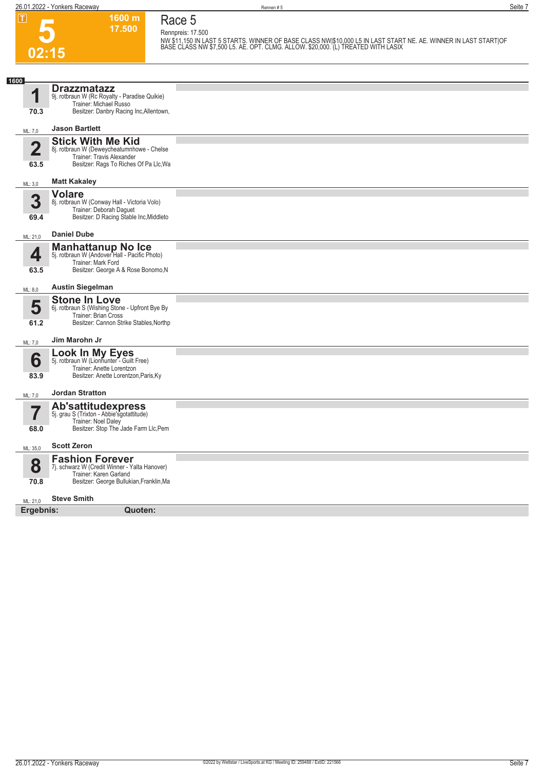# Race 5

**5** | 02:15 | 1600 m | 17.500

Rennpreis: 17.500

NW $11,150 IN LAST 5 STARTS. WINNER OF BASE CLASS NW|$10,000 L5 IN LAST START NE. AE. WINNER IN LAST START|OF BASE CLASS NW $7,500 L5. AE. OPT. CLMG. ALLOW. $20,000. (L) TREATED WITH LASIX

**1600**

| Nr. | Pferd | Details | Fahrer | ML |
|---|---|---|---|---|
| 1 | **Drazzmatazz** | 9j. rotbraun W (Rc Royalty - Paradise Quikie)<br>Trainer: Michael Russo<br>Besitzer: Danbry Racing Inc,Allentown,<br>70.3 | Jason Bartlett | 7,0 |
| 2 | **Stick With Me Kid** | 8j. rotbraun W (Deweycheatumnhowe - Chelse<br>Trainer: Travis Alexander<br>Besitzer: Rags To Riches Of Pa Llc,Wa<br>63.5 | Matt Kakaley | 3,0 |
| 3 | **Volare** | 8j. rotbraun W (Conway Hall - Victoria Volo)<br>Trainer: Deborah Daguet<br>Besitzer: D Racing Stable Inc,Middleto<br>69.4 | Daniel Dube | 21,0 |
| 4 | **Manhattanup No Ice** | 5j. rotbraun W (Andover Hall - Pacific Photo)<br>Trainer: Mark Ford<br>Besitzer: George A & Rose Bonomo,N<br>63.5 | Austin Siegelman | 8,0 |
| 5 | **Stone In Love** | 6j. rotbraun S (Wishing Stone - Upfront Bye By<br>Trainer: Brian Cross<br>Besitzer: Cannon Strike Stables,Northp<br>61.2 | Jim Marohn Jr | 7,0 |
| 6 | **Look In My Eyes** | 5j. rotbraun W (Lionhunter - Guilt Free)<br>Trainer: Anette Lorentzon<br>Besitzer: Anette Lorentzon,Paris,Ky<br>83.9 | Jordan Stratton | 7,0 |
| 7 | **Ab'sattitudexpress** | 5j. grau S (Trixton - Abbie'sgotattitude)<br>Trainer: Noel Daley<br>Besitzer: Stop The Jade Farm Llc,Pem<br>68.0 | Scott Zeron | 35,0 |
| 8 | **Fashion Forever** | 7j. schwarz W (Credit Winner - Yalta Hanover)<br>Trainer: Karen Garland<br>Besitzer: George Bullukian,Franklin,Ma<br>70.8 | Steve Smith | 21,0 |

**Ergebnis:** **Quoten:**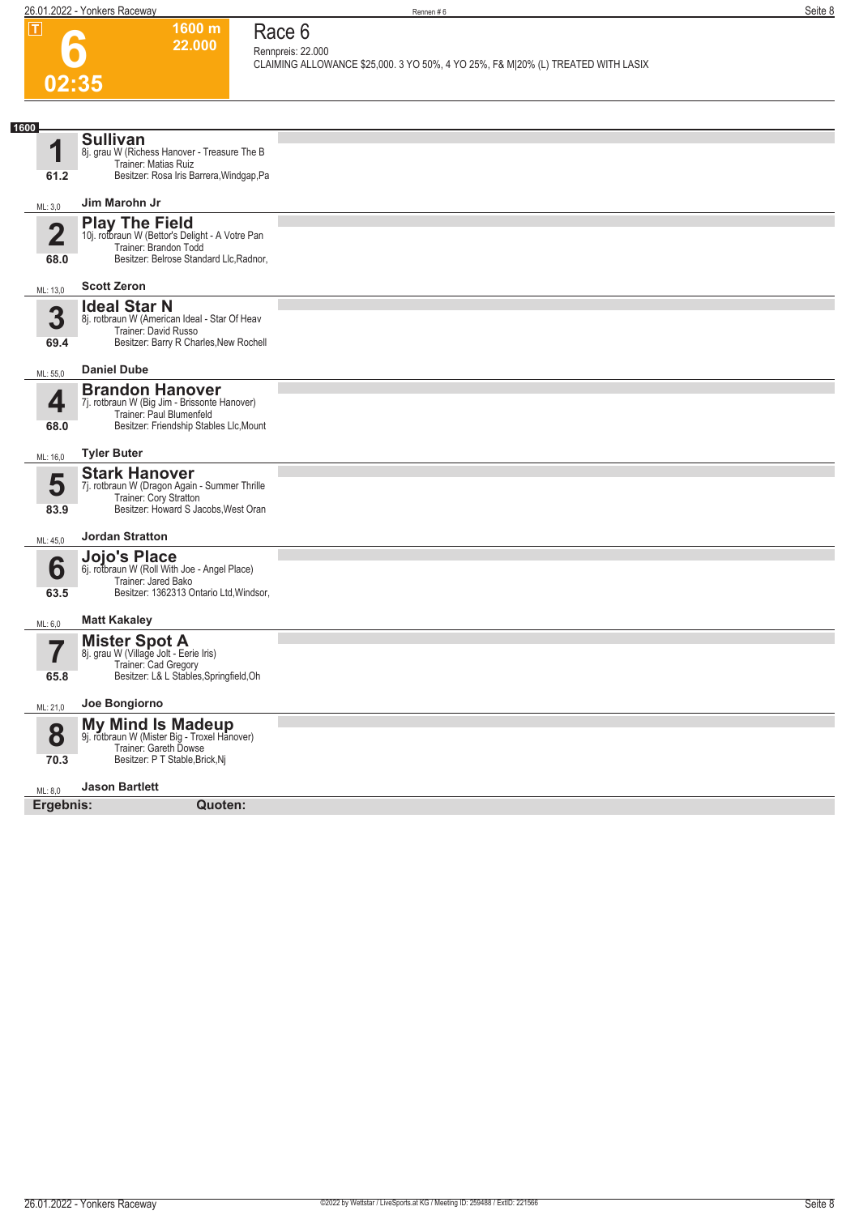# Race 6

**6** | **02:35** | **1600 m** | **22.000**

Rennpreis: 22.000

CLAIMING ALLOWANCE $25,000. 3 YO 50%, 4 YO 25%, F& M|20% (L) TREATED WITH LASIX

**1600**

**1** — 61.2 — ML: 3,0
**Sullivan**
8j. grau W (Richess Hanover - Treasure The B
Trainer: Matias Ruiz
Besitzer: Rosa Iris Barrera,Windgap,Pa
**Jim Marohn Jr**

**2** — 68.0 — ML: 13,0
**Play The Field**
10j. rotbraun W (Bettor's Delight - A Votre Pan
Trainer: Brandon Todd
Besitzer: Belrose Standard Llc,Radnor,
**Scott Zeron**

**3** — 69.4 — ML: 55,0
**Ideal Star N**
8j. rotbraun W (American Ideal - Star Of Heav
Trainer: David Russo
Besitzer: Barry R Charles,New Rochell
**Daniel Dube**

**4** — 68.0 — ML: 16,0
**Brandon Hanover**
7j. rotbraun W (Big Jim - Brissonte Hanover)
Trainer: Paul Blumenfeld
Besitzer: Friendship Stables Llc,Mount
**Tyler Buter**

**5** — 83.9 — ML: 45,0
**Stark Hanover**
7j. rotbraun W (Dragon Again - Summer Thrille
Trainer: Cory Stratton
Besitzer: Howard S Jacobs,West Oran
**Jordan Stratton**

**6** — 63.5 — ML: 6,0
**Jojo's Place**
6j. rotbraun W (Roll With Joe - Angel Place)
Trainer: Jared Bako
Besitzer: 1362313 Ontario Ltd,Windsor,
**Matt Kakaley**

**7** — 65.8 — ML: 21,0
**Mister Spot A**
8j. grau W (Village Jolt - Eerie Iris)
Trainer: Cad Gregory
Besitzer: L& L Stables,Springfield,Oh
**Joe Bongiorno**

**8** — 70.3 — ML: 8,0
**My Mind Is Madeup**
9j. rotbraun W (Mister Big - Troxel Hanover)
Trainer: Gareth Dowse
Besitzer: P T Stable,Brick,Nj
**Jason Bartlett**

**Ergebnis:** **Quoten:**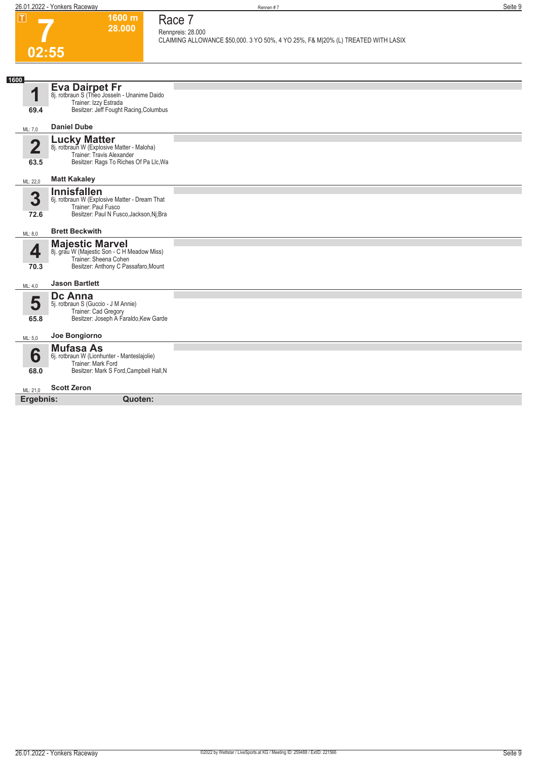**T**

# 7

**1600 m**
**28.000**

**02:55**

## Race 7

Rennpreis: 28.000
CLAIMING ALLOWANCE $50,000. 3 YO 50%, 4 YO 25%, F& M|20% (L) TREATED WITH LASIX

**1600**

### 1 Eva Dairpet Fr
8j. rotbraun S (Theo Josseln - Unanime Daido)
Trainer: Izzy Estrada
Besitzer: Jeff Fought Racing,Columbus
69.4
ML: 7,0
**Daniel Dube**

### 2 Lucky Matter
8j. rotbraun W (Explosive Matter - Maloha)
Trainer: Travis Alexander
Besitzer: Rags To Riches Of Pa Llc,Wa
63.5
ML: 22,0
**Matt Kakaley**

### 3 Innisfallen
6j. rotbraun W (Explosive Matter - Dream That
Trainer: Paul Fusco
Besitzer: Paul N Fusco,Jackson,Nj;Bra
72.6
ML: 8,0
**Brett Beckwith**

### 4 Majestic Marvel
8j. grau W (Majestic Son - C H Meadow Miss)
Trainer: Sheena Cohen
Besitzer: Anthony C Passafaro,Mount
70.3
ML: 4,0
**Jason Bartlett**

### 5 Dc Anna
5j. rotbraun S (Guccio - J M Annie)
Trainer: Cad Gregory
Besitzer: Joseph A Faraldo,Kew Garde
65.8
ML: 5,0
**Joe Bongiorno**

### 6 Mufasa As
6j. rotbraun W (Lionhunter - Manteslajolie)
Trainer: Mark Ford
Besitzer: Mark S Ford,Campbell Hall,N
68.0
ML: 21,0
**Scott Zeron**

**Ergebnis:** **Quoten:**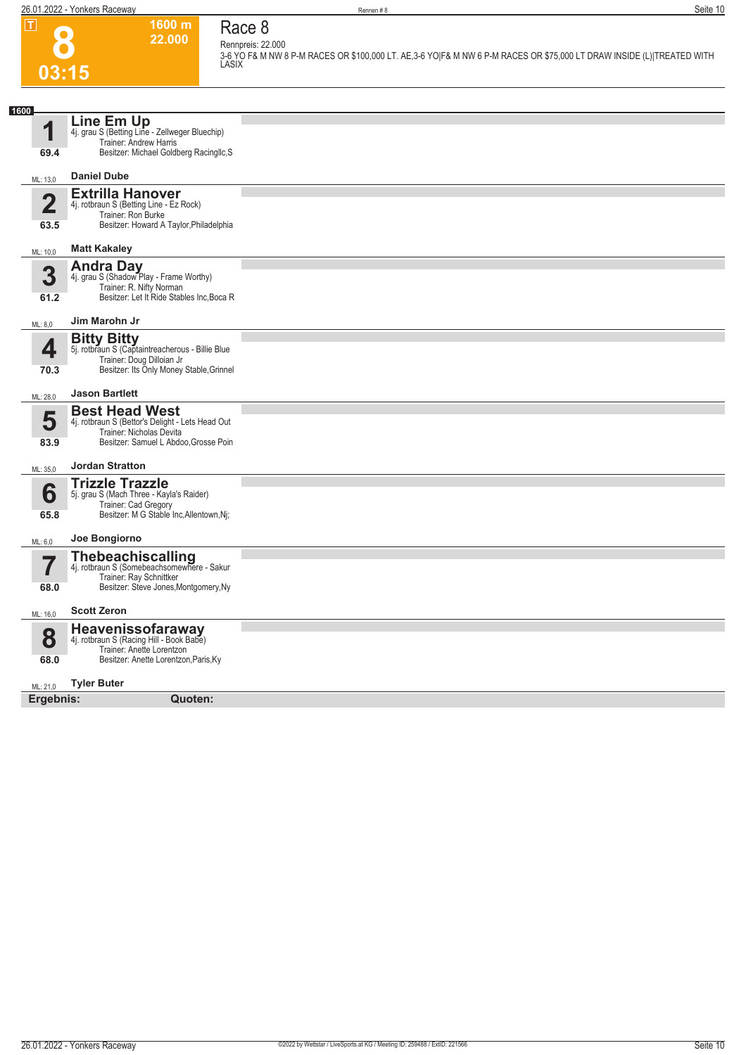# 8

**1600 m**
**22.000**

**03:15**

## Race 8

Rennpreis: 22.000

3-6 YO F& M NW 8 P-M RACES OR $100,000 LT. AE,3-6 YO|F& M NW 6 P-M RACES OR $75,000 LT DRAW INSIDE (L)|TREATED WITH LASIX

**1600**

### 1 Line Em Up
4j. grau S (Betting Line - Zellweger Bluechip)
Trainer: Andrew Harris
Besitzer: Michael Goldberg Racingllc,S
69.4
ML: 13,0
**Daniel Dube**

### 2 Extrilla Hanover
4j. rotbraun S (Betting Line - Ez Rock)
Trainer: Ron Burke
Besitzer: Howard A Taylor,Philadelphia
63.5
ML: 10,0
**Matt Kakaley**

### 3 Andra Day
4j. grau S (Shadow Play - Frame Worthy)
Trainer: R. Nifty Norman
Besitzer: Let It Ride Stables Inc,Boca R
61.2
ML: 8,0
**Jim Marohn Jr**

### 4 Bitty Bitty
5j. rotbraun S (Captaintreacherous - Billie Blue
Trainer: Doug Dilloian Jr
Besitzer: Its Only Money Stable,Grinnel
70.3
ML: 28,0
**Jason Bartlett**

### 5 Best Head West
4j. rotbraun S (Bettor's Delight - Lets Head Out
Trainer: Nicholas Devita
Besitzer: Samuel L Abdoo,Grosse Poin
83.9
ML: 35,0
**Jordan Stratton**

### 6 Trizzle Trazzle
5j. grau S (Mach Three - Kayla's Raider)
Trainer: Cad Gregory
Besitzer: M G Stable Inc,Allentown,Nj;
65.8
ML: 6,0
**Joe Bongiorno**

### 7 Thebeachiscalling
4j. rotbraun S (Somebeachsomewhere - Sakur
Trainer: Ray Schnittker
Besitzer: Steve Jones,Montgomery,Ny
68.0
ML: 16,0
**Scott Zeron**

### 8 Heavenissofaraway
4j. rotbraun S (Racing Hill - Book Babe)
Trainer: Anette Lorentzon
Besitzer: Anette Lorentzon,Paris,Ky
68.0
ML: 21,0
**Tyler Buter**

**Ergebnis:** **Quoten:**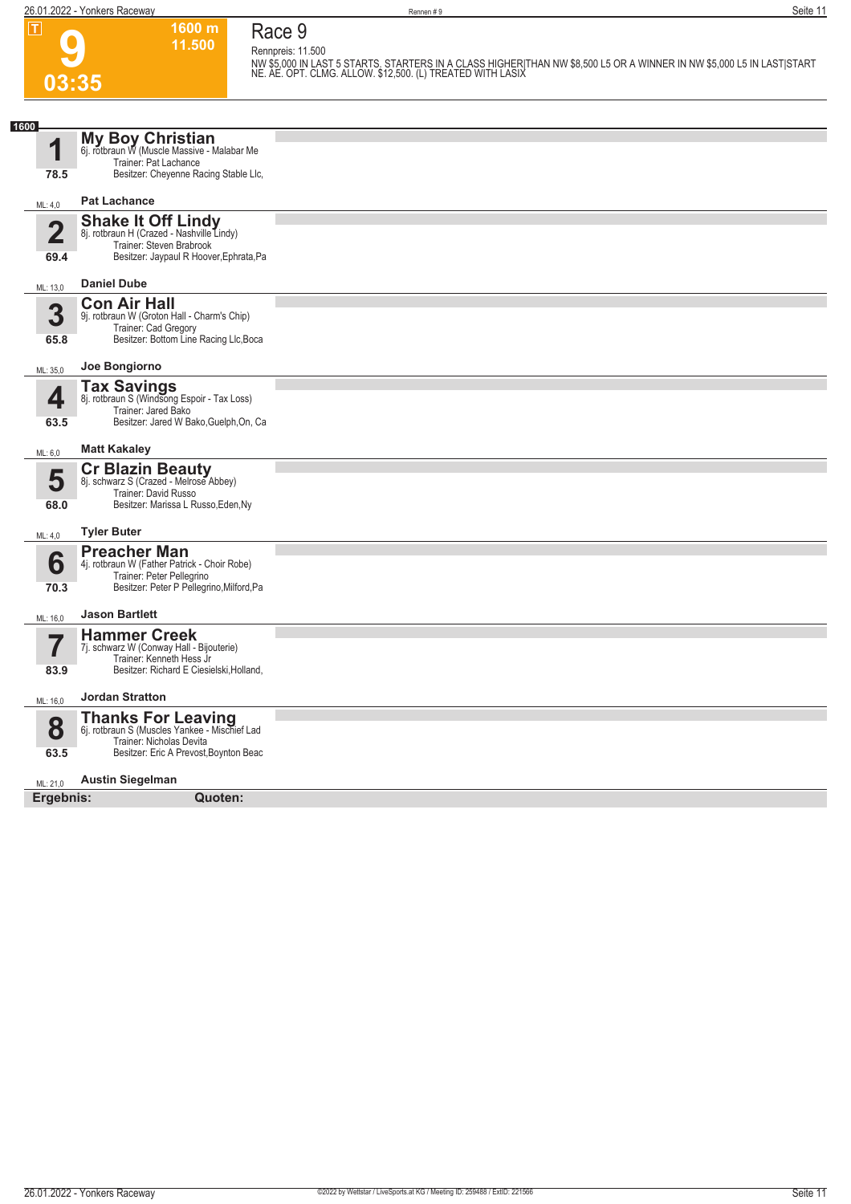# 9

1600 m
11.500

03:35

## Race 9

Rennpreis: 11.500

NW $5,000 IN LAST 5 STARTS. STARTERS IN A CLASS HIGHER|THAN NW $8,500 L5 OR A WINNER IN NW $5,000 L5 IN LAST|START NE. AE. OPT. CLMG. ALLOW. $12,500. (L) TREATED WITH LASIX

1600

**1** **My Boy Christian**
6j. rotbraun W (Muscle Massive - Malabar Me
Trainer: Pat Lachance
Besitzer: Cheyenne Racing Stable Llc,
78.5
ML: 4,0 **Pat Lachance**

**2** **Shake It Off Lindy**
8j. rotbraun H (Crazed - Nashville Lindy)
Trainer: Steven Brabrook
Besitzer: Jaypaul R Hoover,Ephrata,Pa
69.4
ML: 13,0 **Daniel Dube**

**3** **Con Air Hall**
9j. rotbraun W (Groton Hall - Charm's Chip)
Trainer: Cad Gregory
Besitzer: Bottom Line Racing Llc,Boca
65.8
ML: 35,0 **Joe Bongiorno**

**4** **Tax Savings**
8j. rotbraun S (Windsong Espoir - Tax Loss)
Trainer: Jared Bako
Besitzer: Jared W Bako,Guelph,On, Ca
63.5
ML: 6,0 **Matt Kakaley**

**5** **Cr Blazin Beauty**
8j. schwarz S (Crazed - Melrose Abbey)
Trainer: David Russo
Besitzer: Marissa L Russo,Eden,Ny
68.0
ML: 4,0 **Tyler Buter**

**6** **Preacher Man**
4j. rotbraun W (Father Patrick - Choir Robe)
Trainer: Peter Pellegrino
Besitzer: Peter P Pellegrino,Milford,Pa
70.3
ML: 16,0 **Jason Bartlett**

**7** **Hammer Creek**
7j. schwarz W (Conway Hall - Bijouterie)
Trainer: Kenneth Hess Jr
Besitzer: Richard E Ciesielski,Holland,
83.9
ML: 16,0 **Jordan Stratton**

**8** **Thanks For Leaving**
6j. rotbraun S (Muscles Yankee - Mischief Lad
Trainer: Nicholas Devita
Besitzer: Eric A Prevost,Boynton Beac
63.5
ML: 21,0 **Austin Siegelman**

**Ergebnis:** **Quoten:**